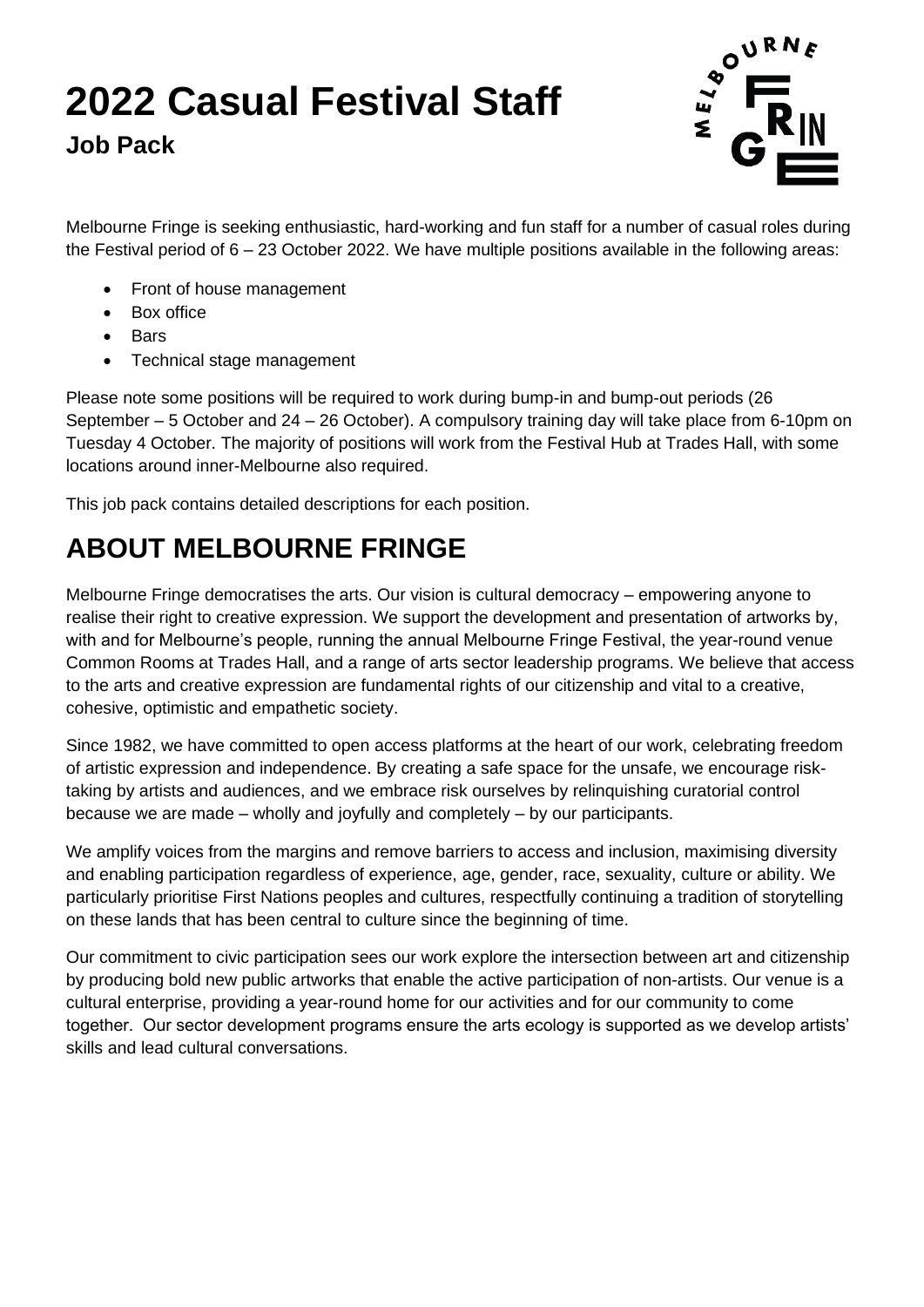# 2022 Casual Festival Staff

### Job Pack

Melbourne Fringe is seeking enthusiastic, hard-working and fun staff for a number of casual roles during the Festival period of 6 – 23 October 2022. We have multiple positions available in the following areas:

- Front of house management
- Box office
- Bars
- Technical stage management

Please note some positions will be required to work during bump-in and bump-out periods (26 September – 5 October and 24 – 26 October). A compulsory training day will take place from 6-10pm on Tuesday 4 October. The majority of positions will work from the Festival Hub at Trades Hall, with some locations around inner-Melbourne also required.

This job pack contains detailed descriptions for each position.

## ABOUT MELBOURNE FRINGE

Melbourne Fringe democratises the arts. Our vision is cultural democracy – empowering anyone to realise their right to creative expression. We support the development and presentation of artworks by, with and for Melbourne's people, running the annual Melbourne Fringe Festival, the year-round venue Common Rooms at Trades Hall, and a range of arts sector leadership programs. We believe that access to the arts and creative expression are fundamental rights of our citizenship and vital to a creative, cohesive, optimistic and empathetic society.

Since 1982, we have committed to open access platforms at the heart of our work, celebrating freedom of artistic expression and independence. By creating a safe space for the unsafe, we encourage risk-taking by artists and audiences, and we embrace risk ourselves by relinquishing curatorial control because we are made – wholly and joyfully and completely – by our participants.

We amplify voices from the margins and remove barriers to access and inclusion, maximising diversity and enabling participation regardless of experience, age, gender, race, sexuality, culture or ability. We particularly prioritise First Nations peoples and cultures, respectfully continuing a tradition of storytelling on these lands that has been central to culture since the beginning of time.

Our commitment to civic participation sees our work explore the intersection between art and citizenship by producing bold new public artworks that enable the active participation of non-artists. Our venue is a cultural enterprise, providing a year-round home for our activities and for our community to come together. Our sector development programs ensure the arts ecology is supported as we develop artists' skills and lead cultural conversations.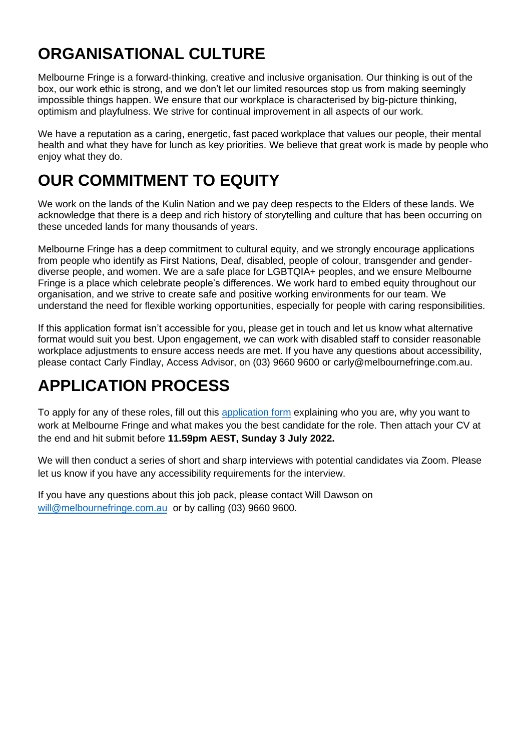# ORGANISATIONAL CULTURE

Melbourne Fringe is a forward-thinking, creative and inclusive organisation. Our thinking is out of the box, our work ethic is strong, and we don't let our limited resources stop us from making seemingly impossible things happen. We ensure that our workplace is characterised by big-picture thinking, optimism and playfulness. We strive for continual improvement in all aspects of our work.

We have a reputation as a caring, energetic, fast paced workplace that values our people, their mental health and what they have for lunch as key priorities. We believe that great work is made by people who enjoy what they do.

# OUR COMMITMENT TO EQUITY

We work on the lands of the Kulin Nation and we pay deep respects to the Elders of these lands. We acknowledge that there is a deep and rich history of storytelling and culture that has been occurring on these unceded lands for many thousands of years.

Melbourne Fringe has a deep commitment to cultural equity, and we strongly encourage applications from people who identify as First Nations, Deaf, disabled, people of colour, transgender and gender-diverse people, and women. We are a safe place for LGBTQIA+ peoples, and we ensure Melbourne Fringe is a place which celebrate people's differences. We work hard to embed equity throughout our organisation, and we strive to create safe and positive working environments for our team. We understand the need for flexible working opportunities, especially for people with caring responsibilities.

If this application format isn't accessible for you, please get in touch and let us know what alternative format would suit you best. Upon engagement, we can work with disabled staff to consider reasonable workplace adjustments to ensure access needs are met. If you have any questions about accessibility, please contact Carly Findlay, Access Advisor, on (03) 9660 9600 or carly@melbournefringe.com.au.

# APPLICATION PROCESS

To apply for any of these roles, fill out this application form explaining who you are, why you want to work at Melbourne Fringe and what makes you the best candidate for the role. Then attach your CV at the end and hit submit before **11.59pm AEST, Sunday 3 July 2022.**

We will then conduct a series of short and sharp interviews with potential candidates via Zoom. Please let us know if you have any accessibility requirements for the interview.

If you have any questions about this job pack, please contact Will Dawson on will@melbournefringe.com.au or by calling (03) 9660 9600.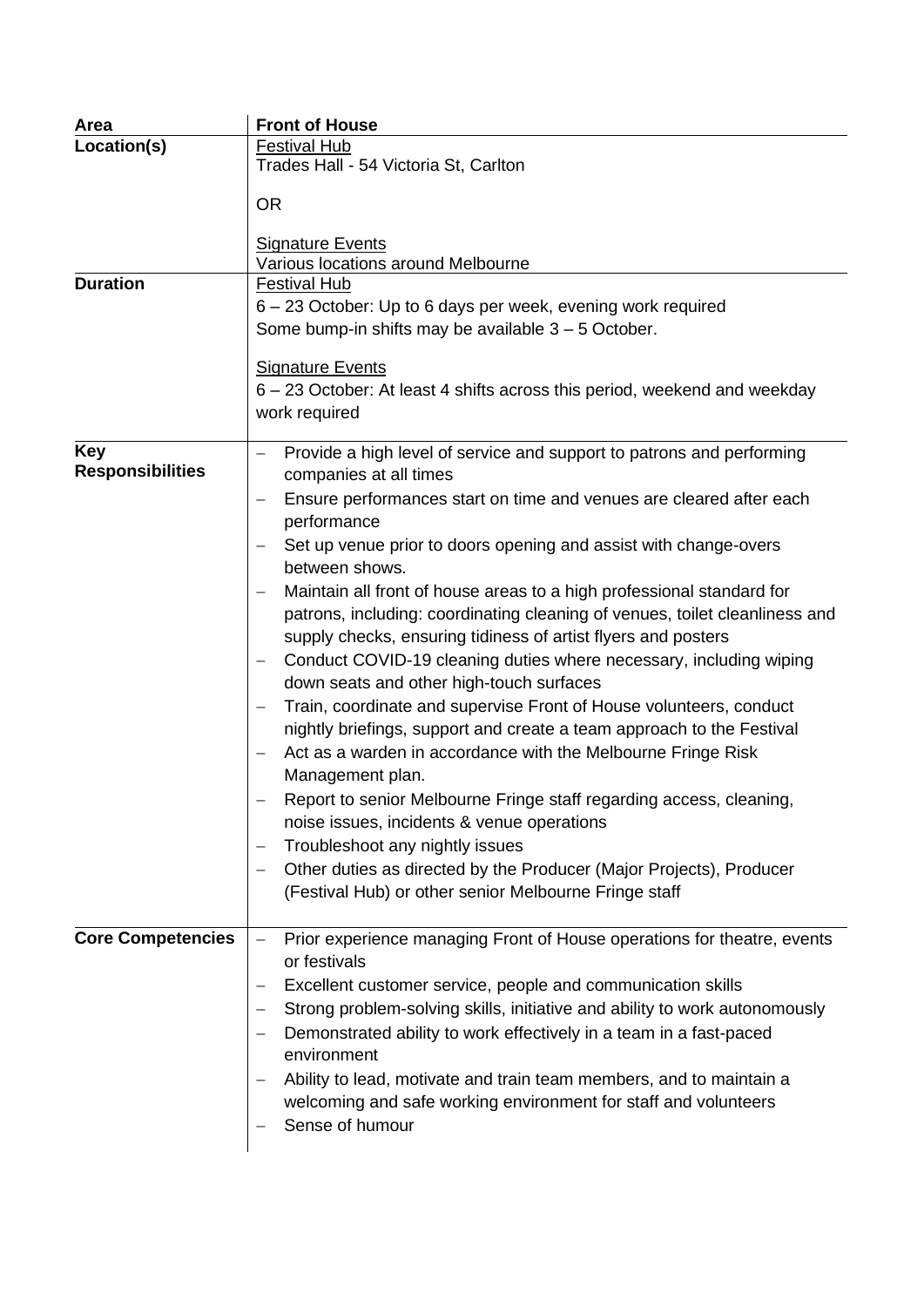| Area | Front of House |
| --- | --- |
| **Location(s)** | Festival Hub<br>Trades Hall - 54 Victoria St, Carlton<br><br>OR<br><br>Signature Events<br>Various locations around Melbourne |
| **Duration** | Festival Hub<br>6 – 23 October: Up to 6 days per week, evening work required<br>Some bump-in shifts may be available 3 – 5 October.<br><br>Signature Events<br>6 – 23 October: At least 4 shifts across this period, weekend and weekday work required |
| **Key Responsibilities** | – Provide a high level of service and support to patrons and performing companies at all times<br>– Ensure performances start on time and venues are cleared after each performance<br>– Set up venue prior to doors opening and assist with change-overs between shows.<br>– Maintain all front of house areas to a high professional standard for patrons, including: coordinating cleaning of venues, toilet cleanliness and supply checks, ensuring tidiness of artist flyers and posters<br>– Conduct COVID-19 cleaning duties where necessary, including wiping down seats and other high-touch surfaces<br>– Train, coordinate and supervise Front of House volunteers, conduct nightly briefings, support and create a team approach to the Festival<br>– Act as a warden in accordance with the Melbourne Fringe Risk Management plan.<br>– Report to senior Melbourne Fringe staff regarding access, cleaning, noise issues, incidents & venue operations<br>– Troubleshoot any nightly issues<br>– Other duties as directed by the Producer (Major Projects), Producer (Festival Hub) or other senior Melbourne Fringe staff |
| **Core Competencies** | – Prior experience managing Front of House operations for theatre, events or festivals<br>– Excellent customer service, people and communication skills<br>– Strong problem-solving skills, initiative and ability to work autonomously<br>– Demonstrated ability to work effectively in a team in a fast-paced environment<br>– Ability to lead, motivate and train team members, and to maintain a welcoming and safe working environment for staff and volunteers<br>– Sense of humour |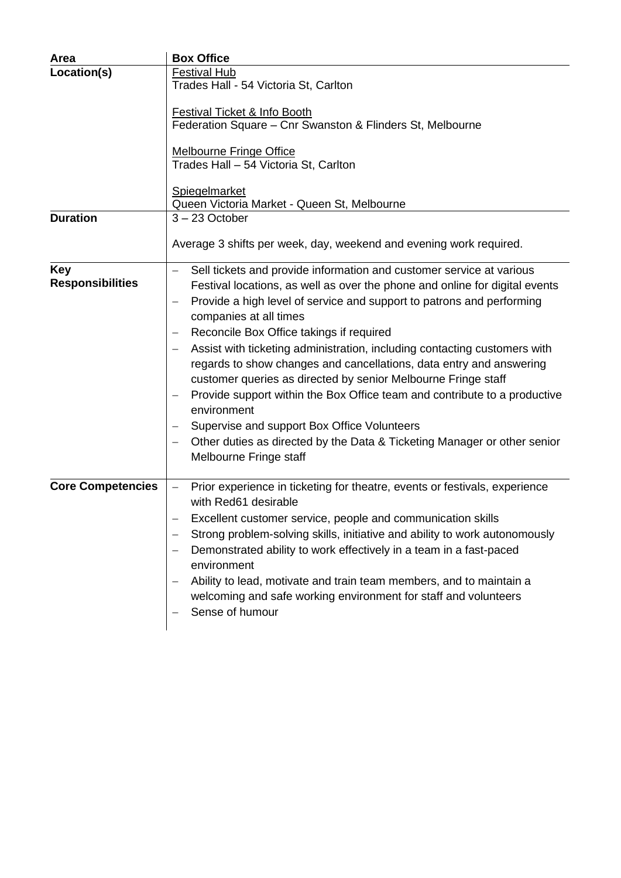| **Area** | **Box Office** |
|---|---|
| **Location(s)** | Festival Hub<br>Trades Hall - 54 Victoria St, Carlton<br><br>Festival Ticket & Info Booth<br>Federation Square – Cnr Swanston & Flinders St, Melbourne<br><br>Melbourne Fringe Office<br>Trades Hall – 54 Victoria St, Carlton<br><br>Spiegelmarket<br>Queen Victoria Market - Queen St, Melbourne |
| **Duration** | 3 – 23 October<br><br>Average 3 shifts per week, day, weekend and evening work required. |
| **Key Responsibilities** | – Sell tickets and provide information and customer service at various Festival locations, as well as over the phone and online for digital events<br>– Provide a high level of service and support to patrons and performing companies at all times<br>– Reconcile Box Office takings if required<br>– Assist with ticketing administration, including contacting customers with regards to show changes and cancellations, data entry and answering customer queries as directed by senior Melbourne Fringe staff<br>– Provide support within the Box Office team and contribute to a productive environment<br>– Supervise and support Box Office Volunteers<br>– Other duties as directed by the Data & Ticketing Manager or other senior Melbourne Fringe staff |
| **Core Competencies** | – Prior experience in ticketing for theatre, events or festivals, experience with Red61 desirable<br>– Excellent customer service, people and communication skills<br>– Strong problem-solving skills, initiative and ability to work autonomously<br>– Demonstrated ability to work effectively in a team in a fast-paced environment<br>– Ability to lead, motivate and train team members, and to maintain a welcoming and safe working environment for staff and volunteers<br>– Sense of humour |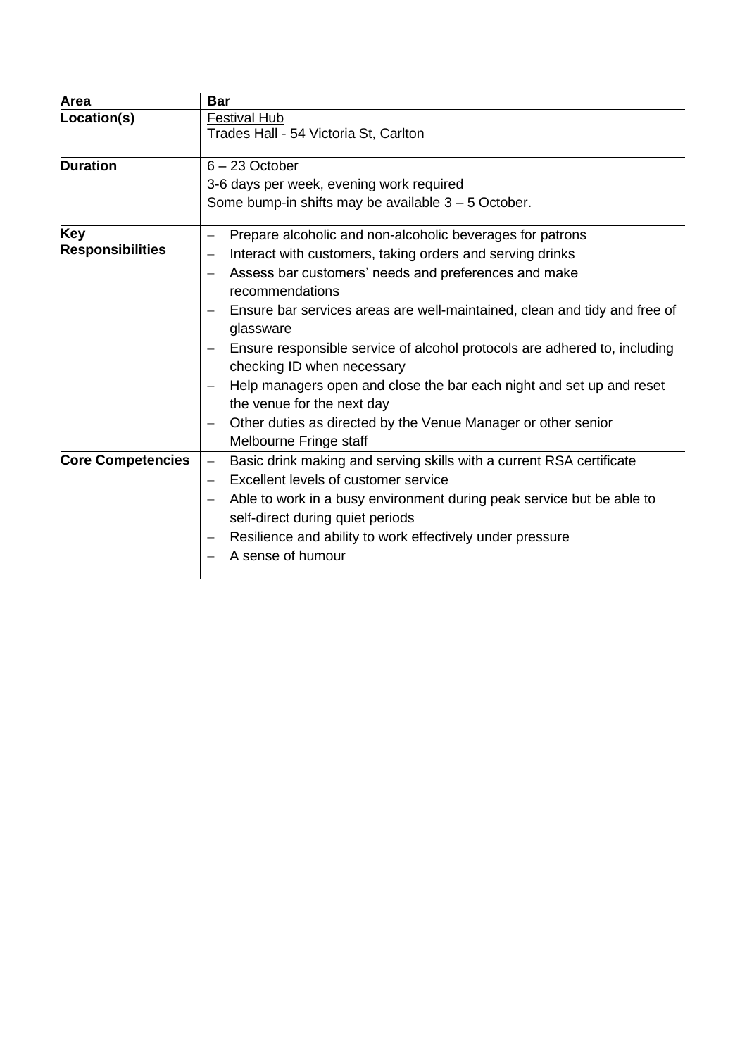| | |
|---|---|
| **Area** | **Bar** |
| **Location(s)** | Festival Hub<br>Trades Hall - 54 Victoria St, Carlton |
| **Duration** | 6 – 23 October<br>3-6 days per week, evening work required<br>Some bump-in shifts may be available 3 – 5 October. |
| **Key Responsibilities** | – Prepare alcoholic and non-alcoholic beverages for patrons<br>– Interact with customers, taking orders and serving drinks<br>– Assess bar customers' needs and preferences and make recommendations<br>– Ensure bar services areas are well-maintained, clean and tidy and free of glassware<br>– Ensure responsible service of alcohol protocols are adhered to, including checking ID when necessary<br>– Help managers open and close the bar each night and set up and reset the venue for the next day<br>– Other duties as directed by the Venue Manager or other senior Melbourne Fringe staff |
| **Core Competencies** | – Basic drink making and serving skills with a current RSA certificate<br>– Excellent levels of customer service<br>– Able to work in a busy environment during peak service but be able to self-direct during quiet periods<br>– Resilience and ability to work effectively under pressure<br>– A sense of humour |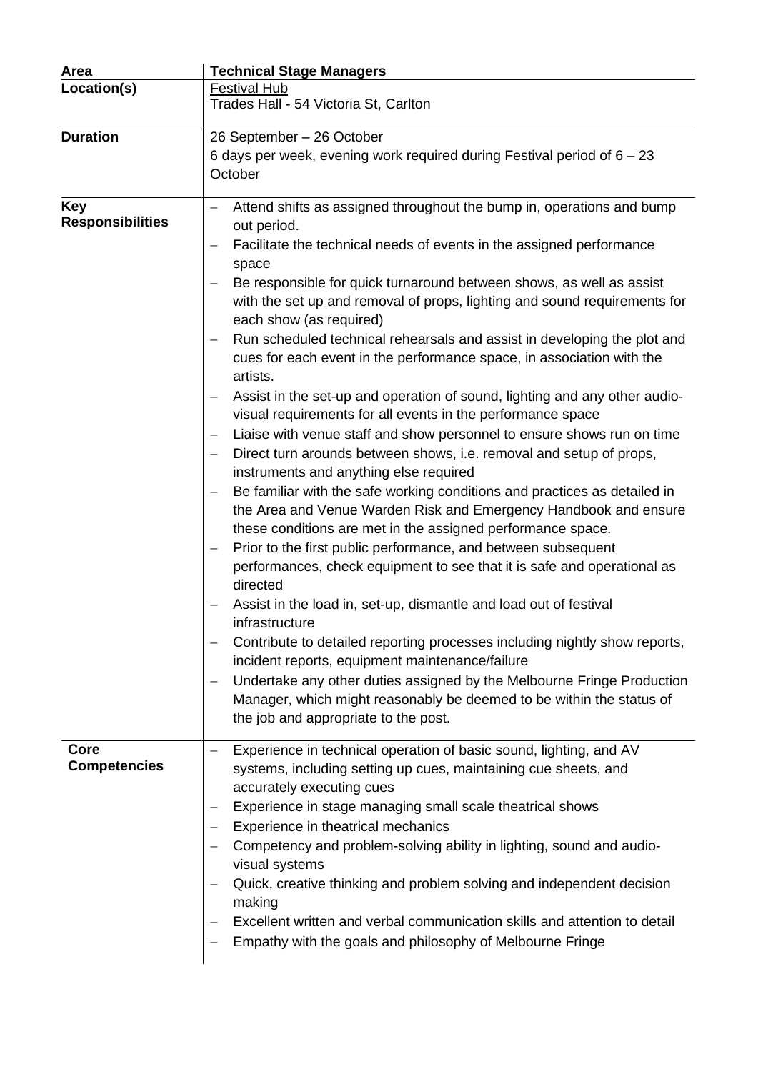| **Area** | **Technical Stage Managers** |
|---|---|
| **Location(s)** | Festival Hub<br>Trades Hall - 54 Victoria St, Carlton |
| **Duration** | 26 September – 26 October<br>6 days per week, evening work required during Festival period of 6 – 23 October |
| **Key Responsibilities** | – Attend shifts as assigned throughout the bump in, operations and bump out period.<br>– Facilitate the technical needs of events in the assigned performance space<br>– Be responsible for quick turnaround between shows, as well as assist with the set up and removal of props, lighting and sound requirements for each show (as required)<br>– Run scheduled technical rehearsals and assist in developing the plot and cues for each event in the performance space, in association with the artists.<br>– Assist in the set-up and operation of sound, lighting and any other audio-visual requirements for all events in the performance space<br>– Liaise with venue staff and show personnel to ensure shows run on time<br>– Direct turn arounds between shows, i.e. removal and setup of props, instruments and anything else required<br>– Be familiar with the safe working conditions and practices as detailed in the Area and Venue Warden Risk and Emergency Handbook and ensure these conditions are met in the assigned performance space.<br>– Prior to the first public performance, and between subsequent performances, check equipment to see that it is safe and operational as directed<br>– Assist in the load in, set-up, dismantle and load out of festival infrastructure<br>– Contribute to detailed reporting processes including nightly show reports, incident reports, equipment maintenance/failure<br>– Undertake any other duties assigned by the Melbourne Fringe Production Manager, which might reasonably be deemed to be within the status of the job and appropriate to the post. |
| **Core Competencies** | – Experience in technical operation of basic sound, lighting, and AV systems, including setting up cues, maintaining cue sheets, and accurately executing cues<br>– Experience in stage managing small scale theatrical shows<br>– Experience in theatrical mechanics<br>– Competency and problem-solving ability in lighting, sound and audio-visual systems<br>– Quick, creative thinking and problem solving and independent decision making<br>– Excellent written and verbal communication skills and attention to detail<br>– Empathy with the goals and philosophy of Melbourne Fringe |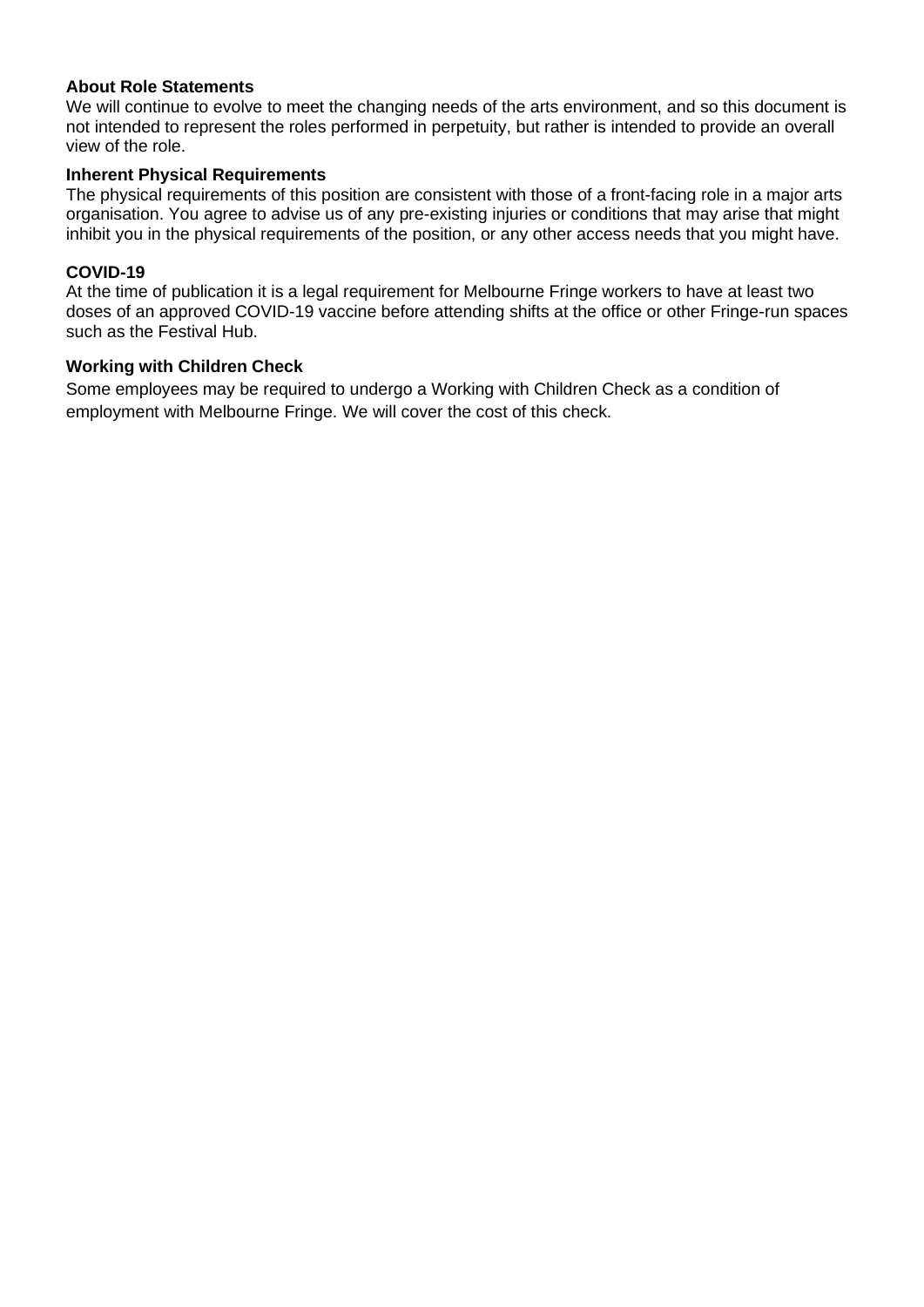**About Role Statements**

We will continue to evolve to meet the changing needs of the arts environment, and so this document is not intended to represent the roles performed in perpetuity, but rather is intended to provide an overall view of the role.

**Inherent Physical Requirements**

The physical requirements of this position are consistent with those of a front-facing role in a major arts organisation. You agree to advise us of any pre-existing injuries or conditions that may arise that might inhibit you in the physical requirements of the position, or any other access needs that you might have.

**COVID-19**

At the time of publication it is a legal requirement for Melbourne Fringe workers to have at least two doses of an approved COVID-19 vaccine before attending shifts at the office or other Fringe-run spaces such as the Festival Hub.

**Working with Children Check**

Some employees may be required to undergo a Working with Children Check as a condition of employment with Melbourne Fringe. We will cover the cost of this check.